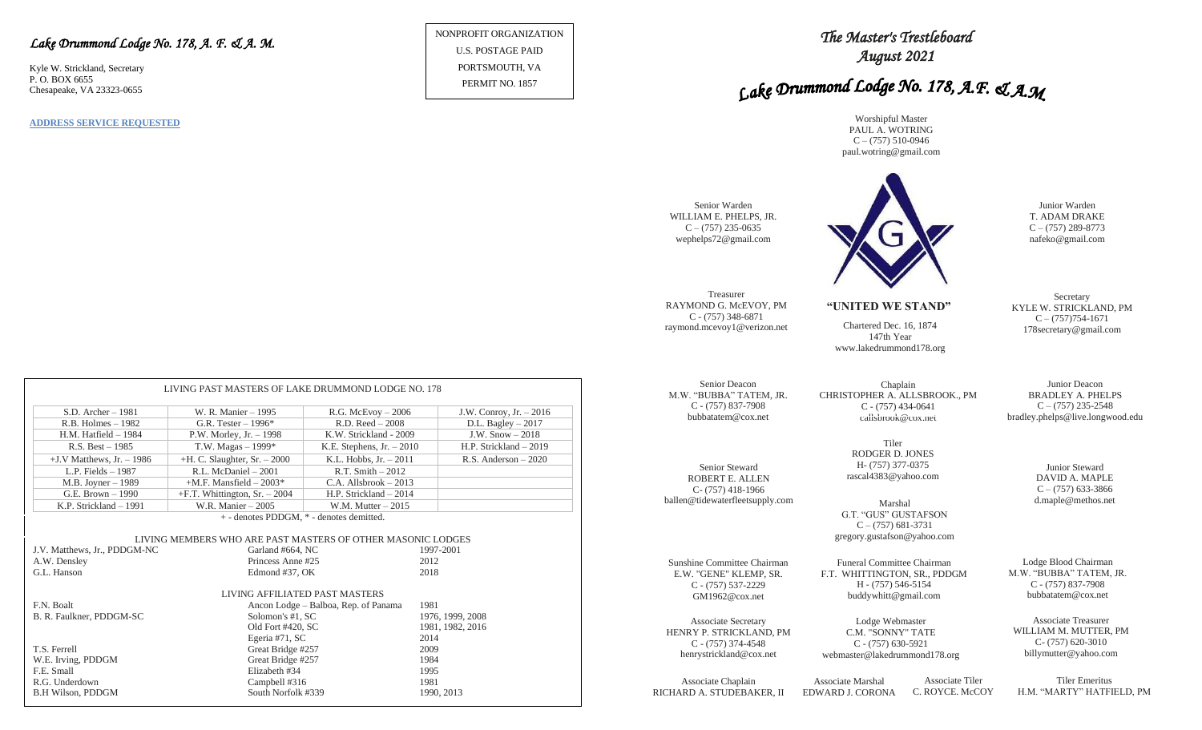*Lake Drummond Lodge No. 178, A. F. & A. M.*

Kyle W. Strickland, Secretary
P. O. BOX 6655
Chesapeake, VA 23323-0655

**ADDRESS SERVICE REQUESTED**

NONPROFIT ORGANIZATION
U.S. POSTAGE PAID
PORTSMOUTH, VA
PERMIT NO. 1857

## LIVING PAST MASTERS OF LAKE DRUMMOND LODGE NO. 178

| | | | |
|---|---|---|---|
| S.D. Archer – 1981 | W. R. Manier – 1995 | R.G. McEvoy – 2006 | J.W. Conroy, Jr. – 2016 |
| R.B. Holmes – 1982 | G.R. Tester – 1996* | R.D. Reed – 2008 | D.L. Bagley – 2017 |
| H.M. Hatfield – 1984 | P.W. Morley, Jr. – 1998 | K.W. Strickland - 2009 | J.W. Snow – 2018 |
| R.S. Best – 1985 | T.W. Magas – 1999* | K.E. Stephens, Jr. – 2010 | H.P. Strickland – 2019 |
| +J.V Matthews, Jr. – 1986 | +H. C. Slaughter, Sr. – 2000 | K.L. Hobbs, Jr. – 2011 | R.S. Anderson – 2020 |
| L.P. Fields – 1987 | R.L. McDaniel – 2001 | R.T. Smith – 2012 | |
| M.B. Joyner – 1989 | +M.F. Mansfield – 2003* | C.A. Allsbrook – 2013 | |
| G.E. Brown – 1990 | +F.T. Whittington, Sr. – 2004 | H.P. Strickland – 2014 | |
| K.P. Strickland – 1991 | W.R. Manier – 2005 | W.M. Mutter – 2015 | |

+ - denotes PDDGM, * - denotes demitted.

### LIVING MEMBERS WHO ARE PAST MASTERS OF OTHER MASONIC LODGES

| | | |
|---|---|---|
| J.V. Matthews, Jr., PDDGM-NC | Garland #664, NC | 1997-2001 |
| A.W. Densley | Princess Anne #25 | 2012 |
| G.L. Hanson | Edmond #37, OK | 2018 |

### LIVING AFFILIATED PAST MASTERS

| | | |
|---|---|---|
| F.N. Boalt | Ancon Lodge – Balboa, Rep. of Panama | 1981 |
| B. R. Faulkner, PDDGM-SC | Solomon's #1, SC | 1976, 1999, 2008 |
| | Old Fort #420, SC | 1981, 1982, 2016 |
| | Egeria #71, SC | 2014 |
| T.S. Ferrell | Great Bridge #257 | 2009 |
| W.E. Irving, PDDGM | Great Bridge #257 | 1984 |
| F.E. Small | Elizabeth #34 | 1995 |
| R.G. Underdown | Campbell #316 | 1981 |
| B.H Wilson, PDDGM | South Norfolk #339 | 1990, 2013 |

# *The Master's Trestleboard*
## *August 2021*

# *Lake Drummond Lodge No. 178, A.F. & A.M*

Worshipful Master
PAUL A. WOTRING
C – (757) 510-0946
paul.wotring@gmail.com

Senior Warden
WILLIAM E. PHELPS, JR.
C – (757) 235-0635
wephelps72@gmail.com

Junior Warden
T. ADAM DRAKE
C – (757) 289-8773
nafeko@gmail.com

Treasurer
RAYMOND G. McEVOY, PM
C - (757) 348-6871
raymond.mcevoy1@verizon.net

**"UNITED WE STAND"**

Chartered Dec. 16, 1874
147th Year
www.lakedrummond178.org

Secretary
KYLE W. STRICKLAND, PM
C – (757)754-1671
178secretary@gmail.com

Senior Deacon
M.W. "BUBBA" TATEM, JR.
C - (757) 837-7908
bubbatatem@cox.net

Chaplain
CHRISTOPHER A. ALLSBROOK., PM
C - (757) 434-0641
callsbrook@cox.net

Junior Deacon
BRADLEY A. PHELPS
C – (757) 235-2548
bradley.phelps@live.longwood.edu

Senior Steward
ROBERT E. ALLEN
C- (757) 418-1966
ballen@tidewaterfleetsupply.com

Tiler
RODGER D. JONES
H- (757) 377-0375
rascal4383@yahoo.com

Junior Steward
DAVID A. MAPLE
C – (757) 633-3866
d.maple@methos.net

Marshal
G.T. "GUS" GUSTAFSON
C – (757) 681-3731
gregory.gustafson@yahoo.com

Sunshine Committee Chairman
E.W. "GENE" KLEMP, SR.
C - (757) 537-2229
GM1962@cox.net

Funeral Committee Chairman
F.T. WHITTINGTON, SR., PDDGM
H - (757) 546-5154
buddywhitt@gmail.com

Lodge Blood Chairman
M.W. "BUBBA" TATEM, JR.
C - (757) 837-7908
bubbatatem@cox.net

Associate Secretary
HENRY P. STRICKLAND, PM
C - (757) 374-4548
henrystrickland@cox.net

Lodge Webmaster
C.M. "SONNY" TATE
C - (757) 630-5921
webmaster@lakedrummond178.org

Associate Treasurer
WILLIAM M. MUTTER, PM
C- (757) 620-3010
billymutter@yahoo.com

Associate Chaplain
RICHARD A. STUDEBAKER, II

Associate Marshal
EDWARD J. CORONA

Associate Tiler
C. ROYCE. McCOY

Tiler Emeritus
H.M. "MARTY" HATFIELD, PM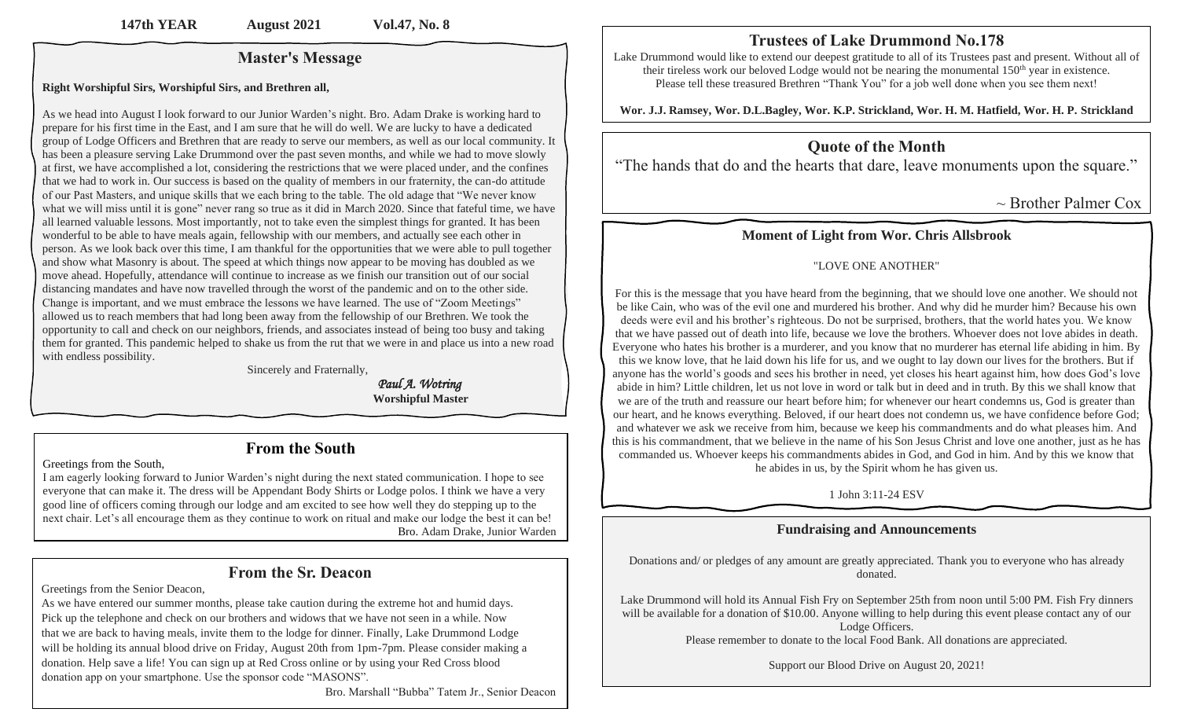**147th YEAR August 2021 Vol.47, No. 8**

## Master's Message

**Right Worshipful Sirs, Worshipful Sirs, and Brethren all,**

As we head into August I look forward to our Junior Warden's night. Bro. Adam Drake is working hard to prepare for his first time in the East, and I am sure that he will do well. We are lucky to have a dedicated group of Lodge Officers and Brethren that are ready to serve our members, as well as our local community. It has been a pleasure serving Lake Drummond over the past seven months, and while we had to move slowly at first, we have accomplished a lot, considering the restrictions that we were placed under, and the confines that we had to work in. Our success is based on the quality of members in our fraternity, the can-do attitude of our Past Masters, and unique skills that we each bring to the table. The old adage that "We never know what we will miss until it is gone" never rang so true as it did in March 2020. Since that fateful time, we have all learned valuable lessons. Most importantly, not to take even the simplest things for granted. It has been wonderful to be able to have meals again, fellowship with our members, and actually see each other in person. As we look back over this time, I am thankful for the opportunities that we were able to pull together and show what Masonry is about. The speed at which things now appear to be moving has doubled as we move ahead. Hopefully, attendance will continue to increase as we finish our transition out of our social distancing mandates and have now travelled through the worst of the pandemic and on to the other side. Change is important, and we must embrace the lessons we have learned. The use of "Zoom Meetings" allowed us to reach members that had long been away from the fellowship of our Brethren. We took the opportunity to call and check on our neighbors, friends, and associates instead of being too busy and taking them for granted. This pandemic helped to shake us from the rut that we were in and place us into a new road with endless possibility.

Sincerely and Fraternally,

*Paul A. Wotring*
**Worshipful Master**

## From the South

Greetings from the South,

I am eagerly looking forward to Junior Warden's night during the next stated communication. I hope to see everyone that can make it. The dress will be Appendant Body Shirts or Lodge polos. I think we have a very good line of officers coming through our lodge and am excited to see how well they do stepping up to the next chair. Let's all encourage them as they continue to work on ritual and make our lodge the best it can be!

Bro. Adam Drake, Junior Warden

## From the Sr. Deacon

Greetings from the Senior Deacon,

As we have entered our summer months, please take caution during the extreme hot and humid days. Pick up the telephone and check on our brothers and widows that we have not seen in a while. Now that we are back to having meals, invite them to the lodge for dinner. Finally, Lake Drummond Lodge will be holding its annual blood drive on Friday, August 20th from 1pm-7pm. Please consider making a donation. Help save a life! You can sign up at Red Cross online or by using your Red Cross blood donation app on your smartphone. Use the sponsor code "MASONS".

Bro. Marshall "Bubba" Tatem Jr., Senior Deacon

## Trustees of Lake Drummond No.178

Lake Drummond would like to extend our deepest gratitude to all of its Trustees past and present. Without all of their tireless work our beloved Lodge would not be nearing the monumental 150th year in existence. Please tell these treasured Brethren "Thank You" for a job well done when you see them next!

**Wor. J.J. Ramsey, Wor. D.L.Bagley, Wor. K.P. Strickland, Wor. H. M. Hatfield, Wor. H. P. Strickland**

## Quote of the Month

"The hands that do and the hearts that dare, leave monuments upon the square."

~ Brother Palmer Cox

### Moment of Light from Wor. Chris Allsbrook

"LOVE ONE ANOTHER"

For this is the message that you have heard from the beginning, that we should love one another. We should not be like Cain, who was of the evil one and murdered his brother. And why did he murder him? Because his own deeds were evil and his brother's righteous. Do not be surprised, brothers, that the world hates you. We know that we have passed out of death into life, because we love the brothers. Whoever does not love abides in death. Everyone who hates his brother is a murderer, and you know that no murderer has eternal life abiding in him. By this we know love, that he laid down his life for us, and we ought to lay down our lives for the brothers. But if anyone has the world's goods and sees his brother in need, yet closes his heart against him, how does God's love abide in him? Little children, let us not love in word or talk but in deed and in truth. By this we shall know that we are of the truth and reassure our heart before him; for whenever our heart condemns us, God is greater than our heart, and he knows everything. Beloved, if our heart does not condemn us, we have confidence before God; and whatever we ask we receive from him, because we keep his commandments and do what pleases him. And this is his commandment, that we believe in the name of his Son Jesus Christ and love one another, just as he has commanded us. Whoever keeps his commandments abides in God, and God in him. And by this we know that he abides in us, by the Spirit whom he has given us.

1 John 3:11-24 ESV

### Fundraising and Announcements

Donations and/ or pledges of any amount are greatly appreciated. Thank you to everyone who has already donated.

Lake Drummond will hold its Annual Fish Fry on September 25th from noon until 5:00 PM. Fish Fry dinners will be available for a donation of $10.00. Anyone willing to help during this event please contact any of our Lodge Officers.

Please remember to donate to the local Food Bank. All donations are appreciated.

Support our Blood Drive on August 20, 2021!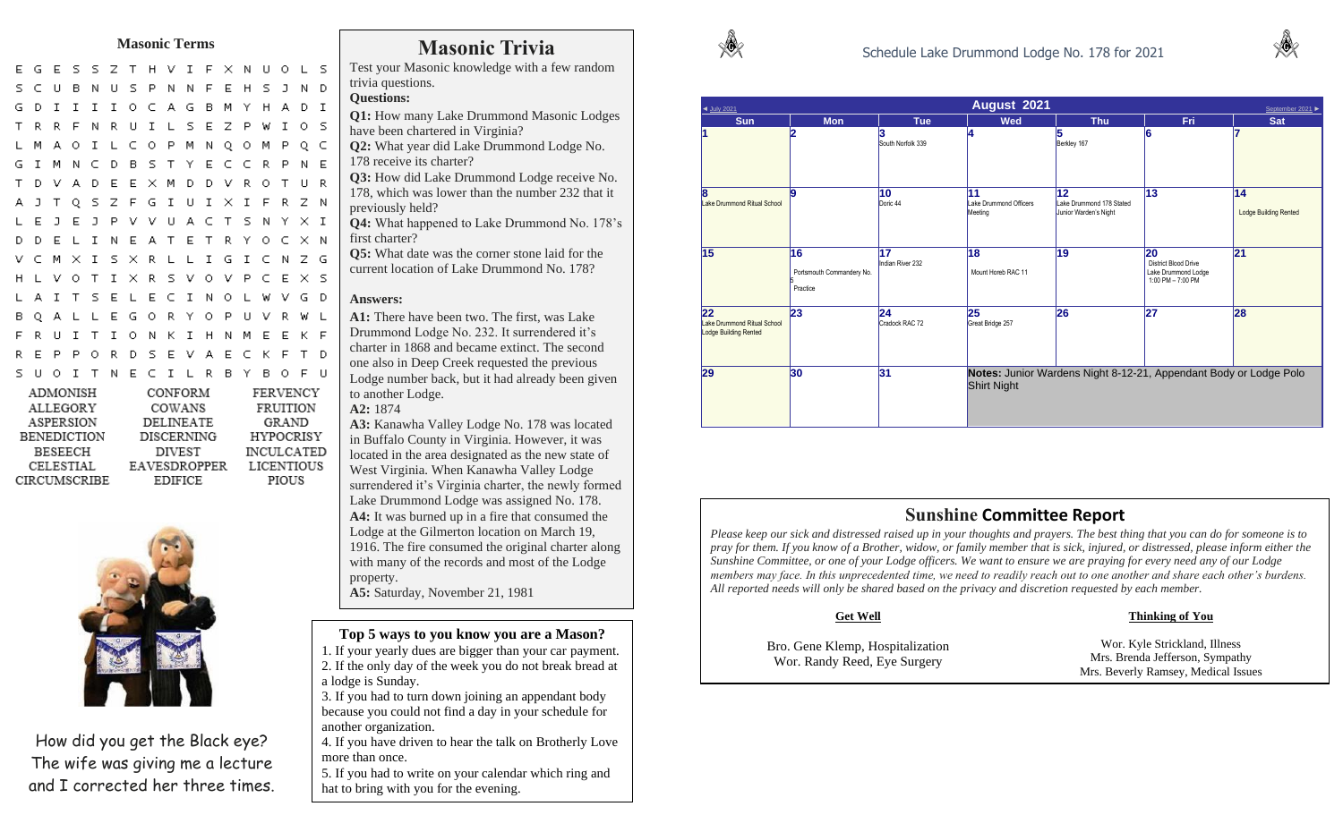## Masonic Terms

```
E G E S S Z T H V I F X N U O L S
S C U B N U S P N N F E H S J N D
G D I I I I O C A G B M Y H A D I
T R R F N R U I L S E Z P W I O S
L M A O I L C O P M N Q O M P Q C
G I M N C D B S T Y E C C R P N E
T D V A D E E X M D D V R O T U R
A J T Q S Z F G I U I X I F R Z N
L E J E J P V V U A C T S N Y X I
D D E L I N E A T E T R Y O C X N
V C M X I S X R L L I G I C N Z G
H L V O T I X R S V O V P C E X S
L A I T S E L E C I N O L W V G D
B Q A L L E G O R Y O P U V R W L
F R U I T I O N K I H N M E E K F
R E P P O R D S E V A E C K F T D
S U O I T N E C I L R B Y B O F U
```

| | | |
|---|---|---|
| ADMONISH | CONFORM | FERVENCY |
| ALLEGORY | COWANS | FRUITION |
| ASPERSION | DELINEATE | GRAND |
| BENEDICTION | DISCERNING | HYPOCRISY |
| BESEECH | DIVEST | INCULCATED |
| CELESTIAL | EAVESDROPPER | LICENTIOUS |
| CIRCUMSCRIBE | EDIFICE | PIOUS |

How did you get the Black eye?
The wife was giving me a lecture and I corrected her three times.

## Masonic Trivia

Test your Masonic knowledge with a few random trivia questions.

**Questions:**

**Q1:** How many Lake Drummond Masonic Lodges have been chartered in Virginia?

**Q2:** What year did Lake Drummond Lodge No. 178 receive its charter?

**Q3:** How did Lake Drummond Lodge receive No. 178, which was lower than the number 232 that it previously held?

**Q4:** What happened to Lake Drummond No. 178's first charter?

**Q5:** What date was the corner stone laid for the current location of Lake Drummond No. 178?

**Answers:**

**A1:** There have been two. The first, was Lake Drummond Lodge No. 232. It surrendered it's charter in 1868 and became extinct. The second one also in Deep Creek requested the previous Lodge number back, but it had already been given to another Lodge.

**A2:** 1874

**A3:** Kanawha Valley Lodge No. 178 was located in Buffalo County in Virginia. However, it was located in the area designated as the new state of West Virginia. When Kanawha Valley Lodge surrendered it's Virginia charter, the newly formed Lake Drummond Lodge was assigned No. 178.

**A4:** It was burned up in a fire that consumed the Lodge at the Gilmerton location on March 19, 1916. The fire consumed the original charter along with many of the records and most of the Lodge property.

**A5:** Saturday, November 21, 1981

### Top 5 ways to you know you are a Mason?

1. If your yearly dues are bigger than your car payment.
2. If the only day of the week you do not break bread at a lodge is Sunday.
3. If you had to turn down joining an appendant body because you could not find a day in your schedule for another organization.
4. If you have driven to hear the talk on Brotherly Love more than once.
5. If you had to write on your calendar which ring and hat to bring with you for the evening.

## Schedule Lake Drummond Lodge No. 178 for 2021

**August 2021** (◄ July 2021 | September 2021 ►)

| Sun | Mon | Tue | Wed | Thu | Fri | Sat |
|---|---|---|---|---|---|---|
| 1 | 2 | 3 South Norfolk 339 | 4 | 5 Berkley 167 | 6 | 7 |
| 8 Lake Drummond Ritual School | 9 | 10 Doric 44 | 11 Lake Drummond Officers Meeting | 12 Lake Drummond 178 Stated Junior Warden's Night | 13 | 14 Lodge Building Rented |
| 15 | 16 Portsmouth Commandery No. 5 Practice | 17 Indian River 232 | 18 Mount Horeb RAC 11 | 19 | 20 District Blood Drive Lake Drummond Lodge 1:00 PM – 7:00 PM | 21 |
| 22 Lake Drummond Ritual School Lodge Building Rented | 23 | 24 Cradock RAC 72 | 25 Great Bridge 257 | 26 | 27 | 28 |
| 29 | 30 | 31 | **Notes:** Junior Wardens Night 8-12-21, Appendant Body or Lodge Polo Shirt Night | | | |

## Sunshine Committee Report

*Please keep our sick and distressed raised up in your thoughts and prayers. The best thing that you can do for someone is to pray for them. If you know of a Brother, widow, or family member that is sick, injured, or distressed, please inform either the Sunshine Committee, or one of your Lodge officers. We want to ensure we are praying for every need any of our Lodge members may face. In this unprecedented time, we need to readily reach out to one another and share each other's burdens. All reported needs will only be shared based on the privacy and discretion requested by each member.*

**Get Well**

Bro. Gene Klemp, Hospitalization
Wor. Randy Reed, Eye Surgery

**Thinking of You**

Wor. Kyle Strickland, Illness
Mrs. Brenda Jefferson, Sympathy
Mrs. Beverly Ramsey, Medical Issues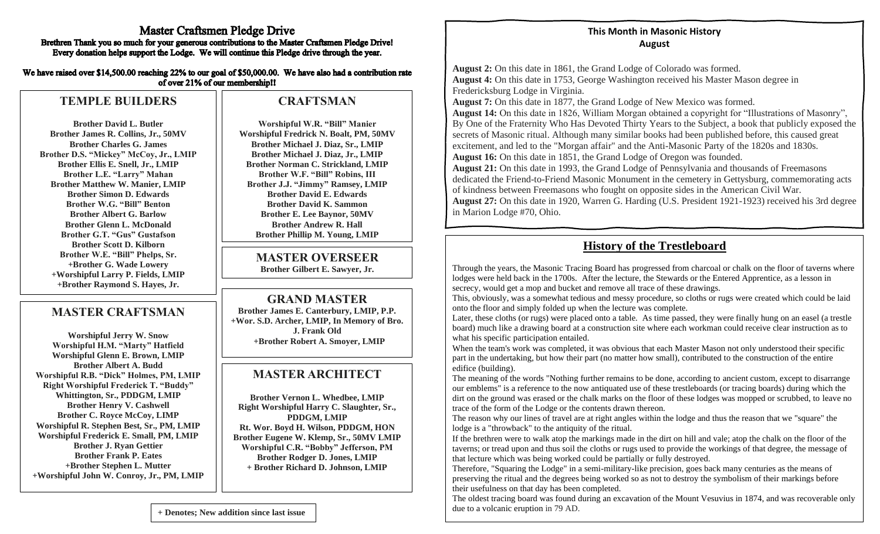# Master Craftsmen Pledge Drive

**Brethren Thank you so much for your generous contributions to the Master Craftsmen Pledge Drive! Every donation helps support the Lodge. We will continue this Pledge drive through the year.**

**We have raised over $14,500.00 reaching 22% to our goal of $50,000.00. We have also had a contribution rate of over 21% of our membership!!**

## TEMPLE BUILDERS

**Brother David L. Butler**
**Brother James R. Collins, Jr., 50MV**
**Brother Charles G. James**
**Brother D.S. "Mickey" McCoy, Jr., LMIP**
**Brother Ellis E. Snell, Jr., LMIP**
**Brother L.E. "Larry" Mahan**
**Brother Matthew W. Manier, LMIP**
**Brother Simon D. Edwards**
**Brother W.G. "Bill" Benton**
**Brother Albert G. Barlow**
**Brother Glenn L. McDonald**
**Brother G.T. "Gus" Gustafson**
**Brother Scott D. Kilborn**
**Brother W.E. "Bill" Phelps, Sr.**
**+Brother G. Wade Lowery**
**+Worshipful Larry P. Fields, LMIP**
**+Brother Raymond S. Hayes, Jr.**

## MASTER CRAFTSMAN

**Worshipful Jerry W. Snow**
**Worshipful H.M. "Marty" Hatfield**
**Worshipful Glenn E. Brown, LMIP**
**Brother Albert A. Budd**
**Worshipful R.B. "Dick" Holmes, PM, LMIP**
**Right Worshipful Frederick T. "Buddy" Whittington, Sr., PDDGM, LMIP**
**Brother Henry V. Cashwell**
**Brother C. Royce McCoy, LIMP**
**Worshipful R. Stephen Best, Sr., PM, LMIP**
**Worshipful Frederick E. Small, PM, LMIP**
**Brother J. Ryan Gettier**
**Brother Frank P. Eates**
**+Brother Stephen L. Mutter**
**+Worshipful John W. Conroy, Jr., PM, LMIP**

## CRAFTSMAN

**Worshipful W.R. "Bill" Manier**
**Worshipful Fredrick N. Boalt, PM, 50MV**
**Brother Michael J. Diaz, Sr., LMIP**
**Brother Michael J. Diaz, Jr., LMIP**
**Brother Norman C. Strickland, LMIP**
**Brother W.F. "Bill" Robins, III**
**Brother J.J. "Jimmy" Ramsey, LMIP**
**Brother David E. Edwards**
**Brother David K. Sammon**
**Brother E. Lee Baynor, 50MV**
**Brother Andrew R. Hall**
**Brother Phillip M. Young, LMIP**

## MASTER OVERSEER

**Brother Gilbert E. Sawyer, Jr.**

## GRAND MASTER

**Brother James E. Canterbury, LMIP, P.P.**
**+Wor. S.D. Archer, LMIP, In Memory of Bro. J. Frank Old**
**+Brother Robert A. Smoyer, LMIP**

## MASTER ARCHITECT

**Brother Vernon L. Whedbee, LMIP**
**Right Worshipful Harry C. Slaughter, Sr., PDDGM, LMIP**
**Rt. Wor. Boyd H. Wilson, PDDGM, HON**
**Brother Eugene W. Klemp, Sr., 50MV LMIP**
**Worshipful C.R. "Bobby" Jefferson, PM**
**Brother Rodger D. Jones, LMIP**
**+ Brother Richard D. Johnson, LMIP**

**+ Denotes; New addition since last issue**

## This Month in Masonic History
### August

**August 2:** On this date in 1861, the Grand Lodge of Colorado was formed.
**August 4:** On this date in 1753, George Washington received his Master Mason degree in Fredericksburg Lodge in Virginia.
**August 7:** On this date in 1877, the Grand Lodge of New Mexico was formed.
**August 14:** On this date in 1826, William Morgan obtained a copyright for "Illustrations of Masonry", By One of the Fraternity Who Has Devoted Thirty Years to the Subject, a book that publicly exposed the secrets of Masonic ritual. Although many similar books had been published before, this caused great excitement, and led to the "Morgan affair" and the Anti-Masonic Party of the 1820s and 1830s.
**August 16:** On this date in 1851, the Grand Lodge of Oregon was founded.
**August 21:** On this date in 1993, the Grand Lodge of Pennsylvania and thousands of Freemasons dedicated the Friend-to-Friend Masonic Monument in the cemetery in Gettysburg, commemorating acts of kindness between Freemasons who fought on opposite sides in the American Civil War.
**August 27:** On this date in 1920, Warren G. Harding (U.S. President 1921-1923) received his 3rd degree in Marion Lodge #70, Ohio.

## History of the Trestleboard

Through the years, the Masonic Tracing Board has progressed from charcoal or chalk on the floor of taverns where lodges were held back in the 1700s. After the lecture, the Stewards or the Entered Apprentice, as a lesson in secrecy, would get a mop and bucket and remove all trace of these drawings.

This, obviously, was a somewhat tedious and messy procedure, so cloths or rugs were created which could be laid onto the floor and simply folded up when the lecture was complete.

Later, these cloths (or rugs) were placed onto a table. As time passed, they were finally hung on an easel (a trestle board) much like a drawing board at a construction site where each workman could receive clear instruction as to what his specific participation entailed.

When the team's work was completed, it was obvious that each Master Mason not only understood their specific part in the undertaking, but how their part (no matter how small), contributed to the construction of the entire edifice (building).

The meaning of the words "Nothing further remains to be done, according to ancient custom, except to disarrange our emblems" is a reference to the now antiquated use of these trestleboards (or tracing boards) during which the dirt on the ground was erased or the chalk marks on the floor of these lodges was mopped or scrubbed, to leave no trace of the form of the Lodge or the contents drawn thereon.

The reason why our lines of travel are at right angles within the lodge and thus the reason that we "square" the lodge is a "throwback" to the antiquity of the ritual.

If the brethren were to walk atop the markings made in the dirt on hill and vale; atop the chalk on the floor of the taverns; or tread upon and thus soil the cloths or rugs used to provide the workings of that degree, the message of that lecture which was being worked could be partially or fully destroyed.

Therefore, "Squaring the Lodge" in a semi-military-like precision, goes back many centuries as the means of preserving the ritual and the degrees being worked so as not to destroy the symbolism of their markings before their usefulness on that day has been completed.

The oldest tracing board was found during an excavation of the Mount Vesuvius in 1874, and was recoverable only due to a volcanic eruption in 79 AD.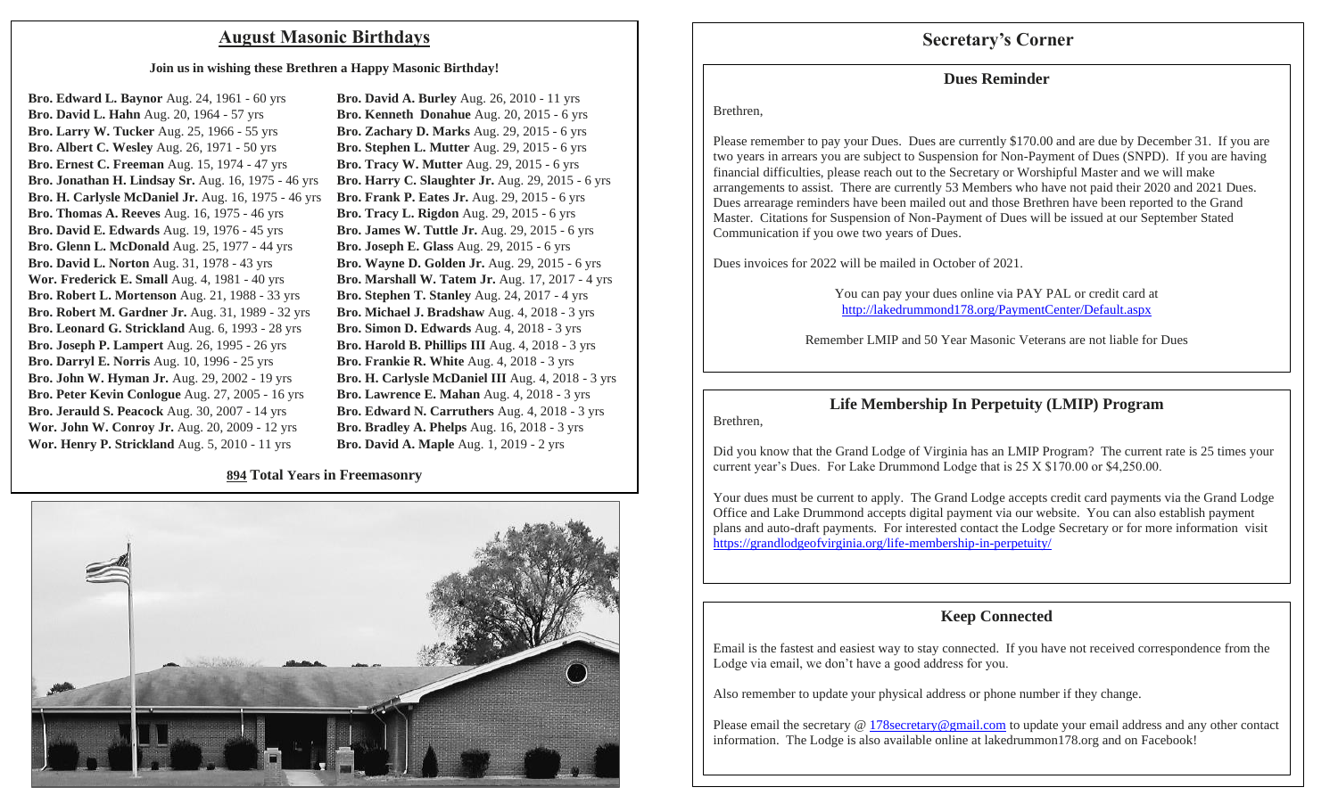## August Masonic Birthdays

**Join us in wishing these Brethren a Happy Masonic Birthday!**

**Bro. Edward L. Baynor** Aug. 24, 1961 - 60 yrs
**Bro. David L. Hahn** Aug. 20, 1964 - 57 yrs
**Bro. Larry W. Tucker** Aug. 25, 1966 - 55 yrs
**Bro. Albert C. Wesley** Aug. 26, 1971 - 50 yrs
**Bro. Ernest C. Freeman** Aug. 15, 1974 - 47 yrs
**Bro. Jonathan H. Lindsay Sr.** Aug. 16, 1975 - 46 yrs
**Bro. H. Carlysle McDaniel Jr.** Aug. 16, 1975 - 46 yrs
**Bro. Thomas A. Reeves** Aug. 16, 1975 - 46 yrs
**Bro. David E. Edwards** Aug. 19, 1976 - 45 yrs
**Bro. Glenn L. McDonald** Aug. 25, 1977 - 44 yrs
**Bro. David L. Norton** Aug. 31, 1978 - 43 yrs
**Wor. Frederick E. Small** Aug. 4, 1981 - 40 yrs
**Bro. Robert L. Mortenson** Aug. 21, 1988 - 33 yrs
**Bro. Robert M. Gardner Jr.** Aug. 31, 1989 - 32 yrs
**Bro. Leonard G. Strickland** Aug. 6, 1993 - 28 yrs
**Bro. Joseph P. Lampert** Aug. 26, 1995 - 26 yrs
**Bro. Darryl E. Norris** Aug. 10, 1996 - 25 yrs
**Bro. John W. Hyman Jr.** Aug. 29, 2002 - 19 yrs
**Bro. Peter Kevin Conlogue** Aug. 27, 2005 - 16 yrs
**Bro. Jerauld S. Peacock** Aug. 30, 2007 - 14 yrs
**Wor. John W. Conroy Jr.** Aug. 20, 2009 - 12 yrs
**Wor. Henry P. Strickland** Aug. 5, 2010 - 11 yrs
**Bro. David A. Burley** Aug. 26, 2010 - 11 yrs
**Bro. Kenneth Donahue** Aug. 20, 2015 - 6 yrs
**Bro. Zachary D. Marks** Aug. 29, 2015 - 6 yrs
**Bro. Stephen L. Mutter** Aug. 29, 2015 - 6 yrs
**Bro. Tracy W. Mutter** Aug. 29, 2015 - 6 yrs
**Bro. Harry C. Slaughter Jr.** Aug. 29, 2015 - 6 yrs
**Bro. Frank P. Eates Jr.** Aug. 29, 2015 - 6 yrs
**Bro. Tracy L. Rigdon** Aug. 29, 2015 - 6 yrs
**Bro. James W. Tuttle Jr.** Aug. 29, 2015 - 6 yrs
**Bro. Joseph E. Glass** Aug. 29, 2015 - 6 yrs
**Bro. Wayne D. Golden Jr.** Aug. 29, 2015 - 6 yrs
**Bro. Marshall W. Tatem Jr.** Aug. 17, 2017 - 4 yrs
**Bro. Stephen T. Stanley** Aug. 24, 2017 - 4 yrs
**Bro. Michael J. Bradshaw** Aug. 4, 2018 - 3 yrs
**Bro. Simon D. Edwards** Aug. 4, 2018 - 3 yrs
**Bro. Harold B. Phillips III** Aug. 4, 2018 - 3 yrs
**Bro. Frankie R. White** Aug. 4, 2018 - 3 yrs
**Bro. H. Carlysle McDaniel III** Aug. 4, 2018 - 3 yrs
**Bro. Lawrence E. Mahan** Aug. 4, 2018 - 3 yrs
**Bro. Edward N. Carruthers** Aug. 4, 2018 - 3 yrs
**Bro. Bradley A. Phelps** Aug. 16, 2018 - 3 yrs
**Bro. David A. Maple** Aug. 1, 2019 - 2 yrs

**894 Total Years in Freemasonry**

## Secretary's Corner

### Dues Reminder

Brethren,

Please remember to pay your Dues. Dues are currently $170.00 and are due by December 31. If you are two years in arrears you are subject to Suspension for Non-Payment of Dues (SNPD). If you are having financial difficulties, please reach out to the Secretary or Worshipful Master and we will make arrangements to assist. There are currently 53 Members who have not paid their 2020 and 2021 Dues. Dues arrearage reminders have been mailed out and those Brethren have been reported to the Grand Master. Citations for Suspension of Non-Payment of Dues will be issued at our September Stated Communication if you owe two years of Dues.

Dues invoices for 2022 will be mailed in October of 2021.

You can pay your dues online via PAY PAL or credit card at
http://lakedrummond178.org/PaymentCenter/Default.aspx

Remember LMIP and 50 Year Masonic Veterans are not liable for Dues

### Life Membership In Perpetuity (LMIP) Program

Brethren,

Did you know that the Grand Lodge of Virginia has an LMIP Program? The current rate is 25 times your current year's Dues. For Lake Drummond Lodge that is 25 X $170.00 or $4,250.00.

Your dues must be current to apply. The Grand Lodge accepts credit card payments via the Grand Lodge Office and Lake Drummond accepts digital payment via our website. You can also establish payment plans and auto-draft payments. For interested contact the Lodge Secretary or for more information visit https://grandlodgeofvirginia.org/life-membership-in-perpetuity/

### Keep Connected

Email is the fastest and easiest way to stay connected. If you have not received correspondence from the Lodge via email, we don't have a good address for you.

Also remember to update your physical address or phone number if they change.

Please email the secretary @ 178secretary@gmail.com to update your email address and any other contact information. The Lodge is also available online at lakedrummon178.org and on Facebook!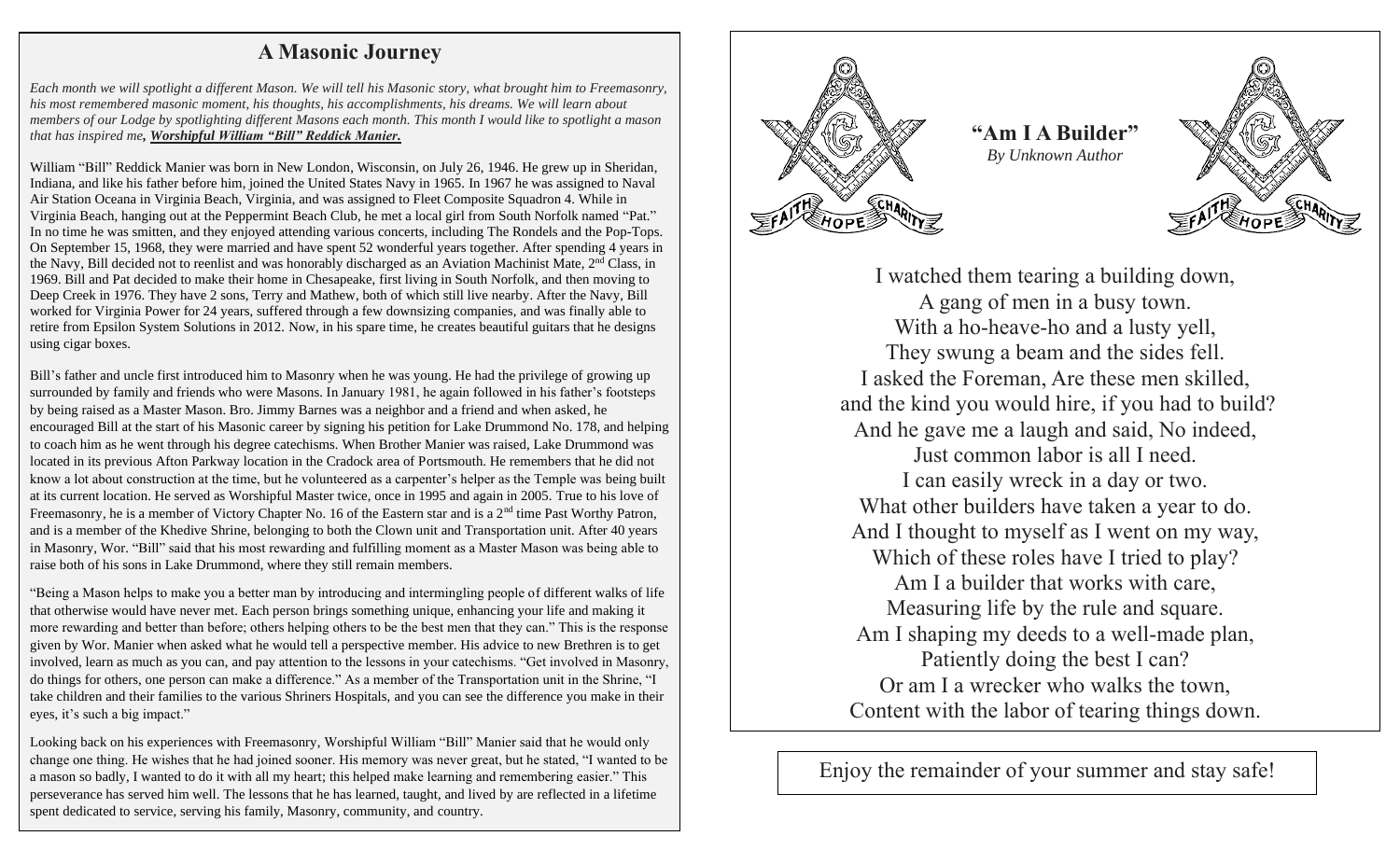## A Masonic Journey

*Each month we will spotlight a different Mason. We will tell his Masonic story, what brought him to Freemasonry, his most remembered masonic moment, his thoughts, his accomplishments, his dreams. We will learn about members of our Lodge by spotlighting different Masons each month. This month I would like to spotlight a mason that has inspired me,* ***Worshipful William "Bill" Reddick Manier.***

William "Bill" Reddick Manier was born in New London, Wisconsin, on July 26, 1946. He grew up in Sheridan, Indiana, and like his father before him, joined the United States Navy in 1965. In 1967 he was assigned to Naval Air Station Oceana in Virginia Beach, Virginia, and was assigned to Fleet Composite Squadron 4. While in Virginia Beach, hanging out at the Peppermint Beach Club, he met a local girl from South Norfolk named "Pat." In no time he was smitten, and they enjoyed attending various concerts, including The Rondels and the Pop-Tops. On September 15, 1968, they were married and have spent 52 wonderful years together. After spending 4 years in the Navy, Bill decided not to reenlist and was honorably discharged as an Aviation Machinist Mate, 2nd Class, in 1969. Bill and Pat decided to make their home in Chesapeake, first living in South Norfolk, and then moving to Deep Creek in 1976. They have 2 sons, Terry and Mathew, both of which still live nearby. After the Navy, Bill worked for Virginia Power for 24 years, suffered through a few downsizing companies, and was finally able to retire from Epsilon System Solutions in 2012. Now, in his spare time, he creates beautiful guitars that he designs using cigar boxes.

Bill's father and uncle first introduced him to Masonry when he was young. He had the privilege of growing up surrounded by family and friends who were Masons. In January 1981, he again followed in his father's footsteps by being raised as a Master Mason. Bro. Jimmy Barnes was a neighbor and a friend and when asked, he encouraged Bill at the start of his Masonic career by signing his petition for Lake Drummond No. 178, and helping to coach him as he went through his degree catechisms. When Brother Manier was raised, Lake Drummond was located in its previous Afton Parkway location in the Cradock area of Portsmouth. He remembers that he did not know a lot about construction at the time, but he volunteered as a carpenter's helper as the Temple was being built at its current location. He served as Worshipful Master twice, once in 1995 and again in 2005. True to his love of Freemasonry, he is a member of Victory Chapter No. 16 of the Eastern star and is a 2nd time Past Worthy Patron, and is a member of the Khedive Shrine, belonging to both the Clown unit and Transportation unit. After 40 years in Masonry, Wor. "Bill" said that his most rewarding and fulfilling moment as a Master Mason was being able to raise both of his sons in Lake Drummond, where they still remain members.

"Being a Mason helps to make you a better man by introducing and intermingling people of different walks of life that otherwise would have never met. Each person brings something unique, enhancing your life and making it more rewarding and better than before; others helping others to be the best men that they can." This is the response given by Wor. Manier when asked what he would tell a perspective member. His advice to new Brethren is to get involved, learn as much as you can, and pay attention to the lessons in your catechisms. "Get involved in Masonry, do things for others, one person can make a difference." As a member of the Transportation unit in the Shrine, "I take children and their families to the various Shriners Hospitals, and you can see the difference you make in their eyes, it's such a big impact."

Looking back on his experiences with Freemasonry, Worshipful William "Bill" Manier said that he would only change one thing. He wishes that he had joined sooner. His memory was never great, but he stated, "I wanted to be a mason so badly, I wanted to do it with all my heart; this helped make learning and remembering easier." This perseverance has served him well. The lessons that he has learned, taught, and lived by are reflected in a lifetime spent dedicated to service, serving his family, Masonry, community, and country.

## "Am I A Builder"

*By Unknown Author*

FAITH HOPE CHARITY

I watched them tearing a building down,  
A gang of men in a busy town.  
With a ho-heave-ho and a lusty yell,  
They swung a beam and the sides fell.  
I asked the Foreman, Are these men skilled,  
and the kind you would hire, if you had to build?  
And he gave me a laugh and said, No indeed,  
Just common labor is all I need.  
I can easily wreck in a day or two.  
What other builders have taken a year to do.  
And I thought to myself as I went on my way,  
Which of these roles have I tried to play?  
Am I a builder that works with care,  
Measuring life by the rule and square.  
Am I shaping my deeds to a well-made plan,  
Patiently doing the best I can?  
Or am I a wrecker who walks the town,  
Content with the labor of tearing things down.

Enjoy the remainder of your summer and stay safe!